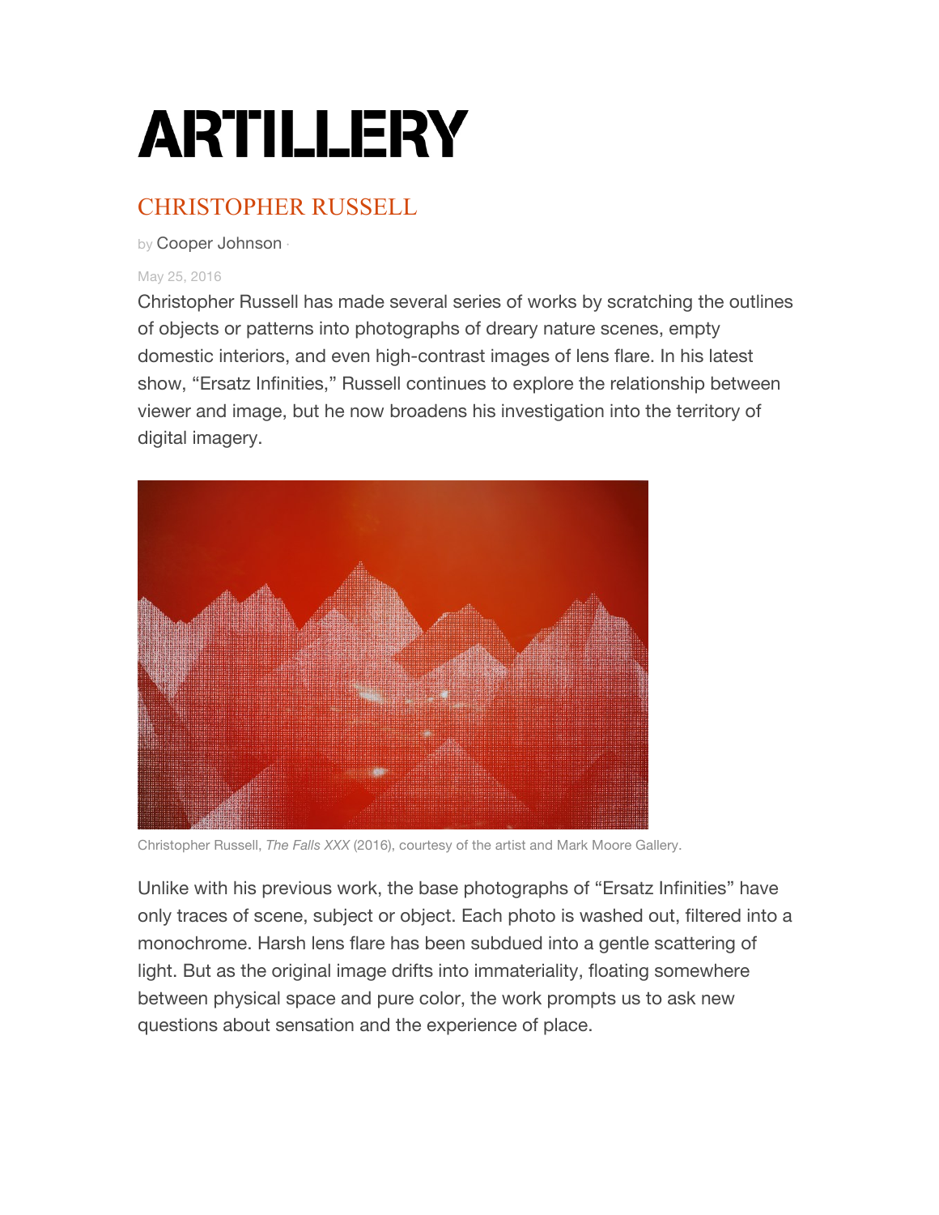# ARTILLERY

## CHRISTOPHER RUSSELL

by Cooper Johnson ·

May 25, 2016

Christopher Russell has made several series of works by scratching the outlines of objects or patterns into photographs of dreary nature scenes, empty domestic interiors, and even high-contrast images of lens flare. In his latest show, "Ersatz Infinities," Russell continues to explore the relationship between viewer and image, but he now broadens his investigation into the territory of digital imagery.

Christopher Russell, *The Falls XXX* (2016), courtesy of the artist and Mark Moore Gallery.

Unlike with his previous work, the base photographs of "Ersatz Infinities" have only traces of scene, subject or object. Each photo is washed out, filtered into a monochrome. Harsh lens flare has been subdued into a gentle scattering of light. But as the original image drifts into immateriality, floating somewhere between physical space and pure color, the work prompts us to ask new questions about sensation and the experience of place.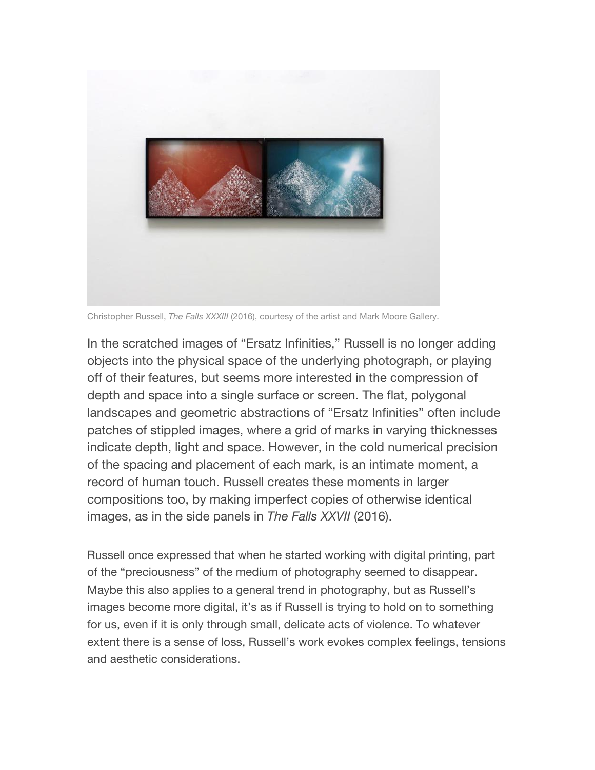Christopher Russell, *The Falls XXXIII* (2016), courtesy of the artist and Mark Moore Gallery.

In the scratched images of "Ersatz Infinities," Russell is no longer adding objects into the physical space of the underlying photograph, or playing off of their features, but seems more interested in the compression of depth and space into a single surface or screen. The flat, polygonal landscapes and geometric abstractions of "Ersatz Infinities" often include patches of stippled images, where a grid of marks in varying thicknesses indicate depth, light and space. However, in the cold numerical precision of the spacing and placement of each mark, is an intimate moment, a record of human touch. Russell creates these moments in larger compositions too, by making imperfect copies of otherwise identical images, as in the side panels in *The Falls XXVII* (2016).

Russell once expressed that when he started working with digital printing, part of the "preciousness" of the medium of photography seemed to disappear. Maybe this also applies to a general trend in photography, but as Russell's images become more digital, it's as if Russell is trying to hold on to something for us, even if it is only through small, delicate acts of violence. To whatever extent there is a sense of loss, Russell's work evokes complex feelings, tensions and aesthetic considerations.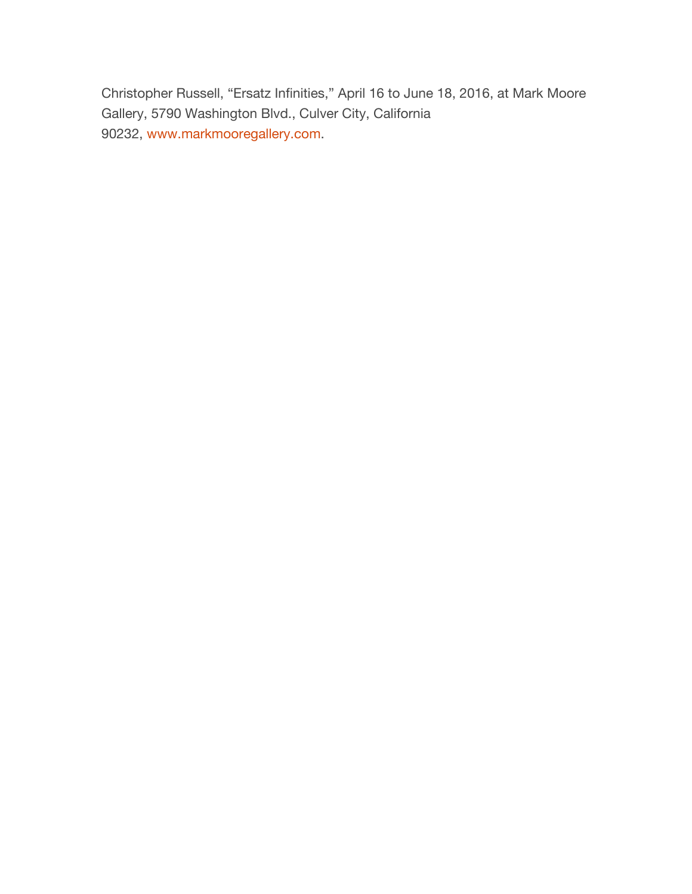Christopher Russell, “Ersatz Infinities,” April 16 to June 18, 2016, at Mark Moore Gallery, 5790 Washington Blvd., Culver City, California 90232, www.markmooregallery.com.